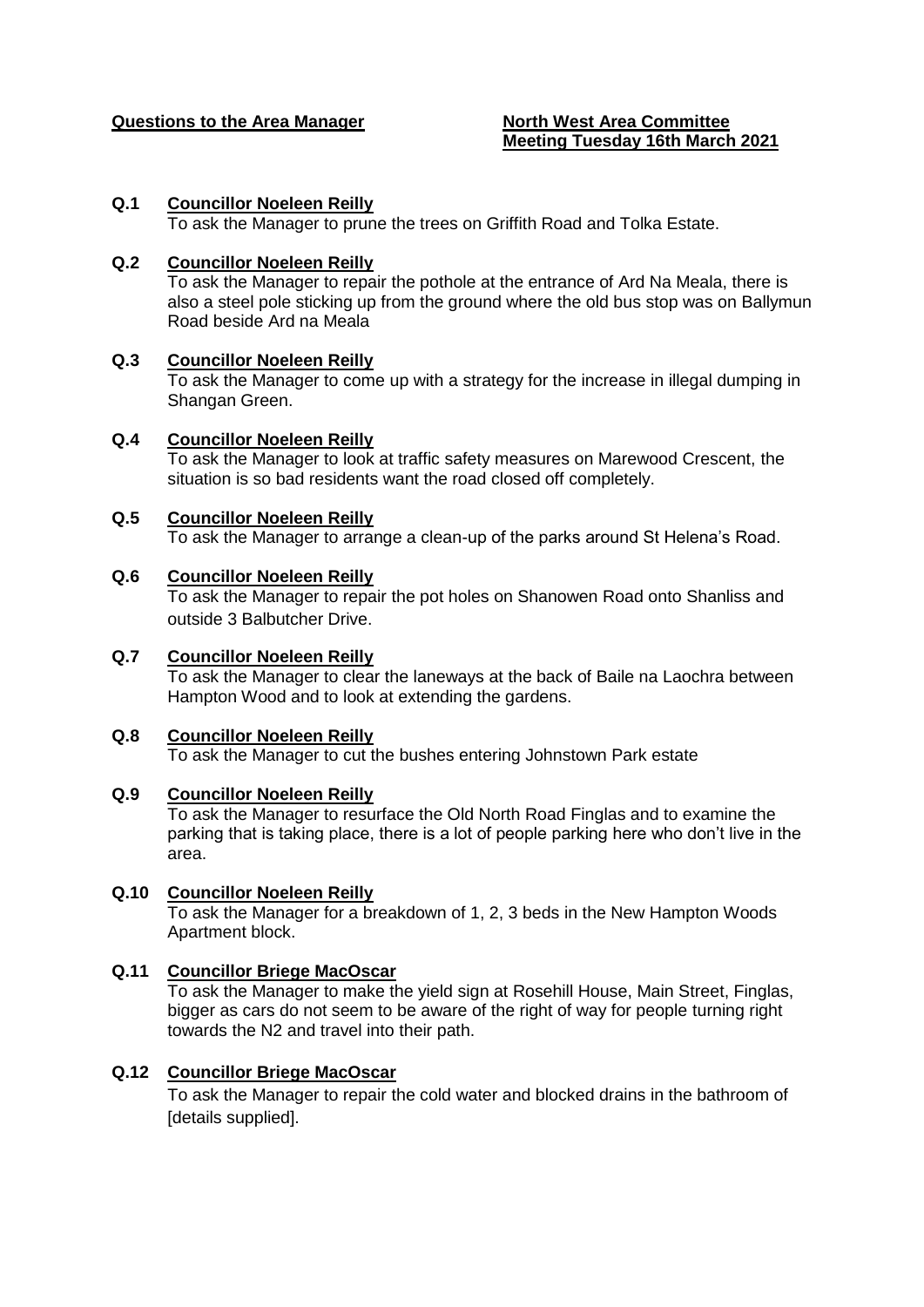**Questions to the Area Manager** **North West Area Committee**
**Meeting Tuesday 16th March 2021**

**Q.1 Councillor Noeleen Reilly**

To ask the Manager to prune the trees on Griffith Road and Tolka Estate.

**Q.2 Councillor Noeleen Reilly**

To ask the Manager to repair the pothole at the entrance of Ard Na Meala, there is also a steel pole sticking up from the ground where the old bus stop was on Ballymun Road beside Ard na Meala

**Q.3 Councillor Noeleen Reilly**

To ask the Manager to come up with a strategy for the increase in illegal dumping in Shangan Green.

**Q.4 Councillor Noeleen Reilly**

To ask the Manager to look at traffic safety measures on Marewood Crescent, the situation is so bad residents want the road closed off completely.

**Q.5 Councillor Noeleen Reilly**

To ask the Manager to arrange a clean-up of the parks around St Helena's Road.

**Q.6 Councillor Noeleen Reilly**

To ask the Manager to repair the pot holes on Shanowen Road onto Shanliss and outside 3 Balbutcher Drive.

**Q.7 Councillor Noeleen Reilly**

To ask the Manager to clear the laneways at the back of Baile na Laochra between Hampton Wood and to look at extending the gardens.

**Q.8 Councillor Noeleen Reilly**

To ask the Manager to cut the bushes entering Johnstown Park estate

**Q.9 Councillor Noeleen Reilly**

To ask the Manager to resurface the Old North Road Finglas and to examine the parking that is taking place, there is a lot of people parking here who don't live in the area.

**Q.10 Councillor Noeleen Reilly**

To ask the Manager for a breakdown of 1, 2, 3 beds in the New Hampton Woods Apartment block.

**Q.11 Councillor Briege MacOscar**

To ask the Manager to make the yield sign at Rosehill House, Main Street, Finglas, bigger as cars do not seem to be aware of the right of way for people turning right towards the N2 and travel into their path.

**Q.12 Councillor Briege MacOscar**

To ask the Manager to repair the cold water and blocked drains in the bathroom of [details supplied].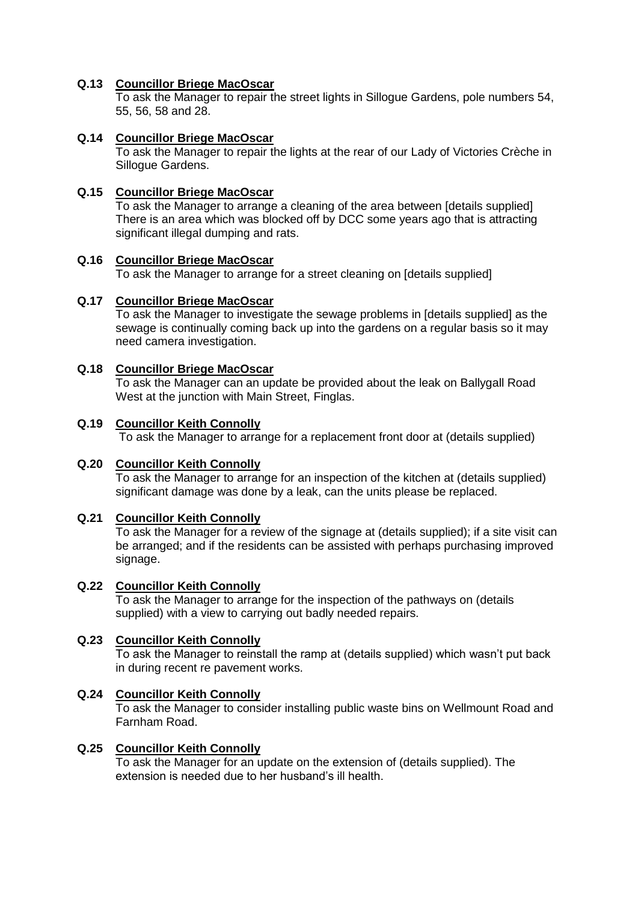**Q.13 Councillor Briege MacOscar**

To ask the Manager to repair the street lights in Sillogue Gardens, pole numbers 54, 55, 56, 58 and 28.

**Q.14 Councillor Briege MacOscar**

To ask the Manager to repair the lights at the rear of our Lady of Victories Crèche in Sillogue Gardens.

**Q.15 Councillor Briege MacOscar**

To ask the Manager to arrange a cleaning of the area between [details supplied] There is an area which was blocked off by DCC some years ago that is attracting significant illegal dumping and rats.

**Q.16 Councillor Briege MacOscar**

To ask the Manager to arrange for a street cleaning on [details supplied]

**Q.17 Councillor Briege MacOscar**

To ask the Manager to investigate the sewage problems in [details supplied] as the sewage is continually coming back up into the gardens on a regular basis so it may need camera investigation.

**Q.18 Councillor Briege MacOscar**

To ask the Manager can an update be provided about the leak on Ballygall Road West at the junction with Main Street, Finglas.

**Q.19 Councillor Keith Connolly**

To ask the Manager to arrange for a replacement front door at (details supplied)

**Q.20 Councillor Keith Connolly**

To ask the Manager to arrange for an inspection of the kitchen at (details supplied) significant damage was done by a leak, can the units please be replaced.

**Q.21 Councillor Keith Connolly**

To ask the Manager for a review of the signage at (details supplied); if a site visit can be arranged; and if the residents can be assisted with perhaps purchasing improved signage.

**Q.22 Councillor Keith Connolly**

To ask the Manager to arrange for the inspection of the pathways on (details supplied) with a view to carrying out badly needed repairs.

**Q.23 Councillor Keith Connolly**

To ask the Manager to reinstall the ramp at (details supplied) which wasn't put back in during recent re pavement works.

**Q.24 Councillor Keith Connolly**

To ask the Manager to consider installing public waste bins on Wellmount Road and Farnham Road.

**Q.25 Councillor Keith Connolly**

To ask the Manager for an update on the extension of (details supplied). The extension is needed due to her husband's ill health.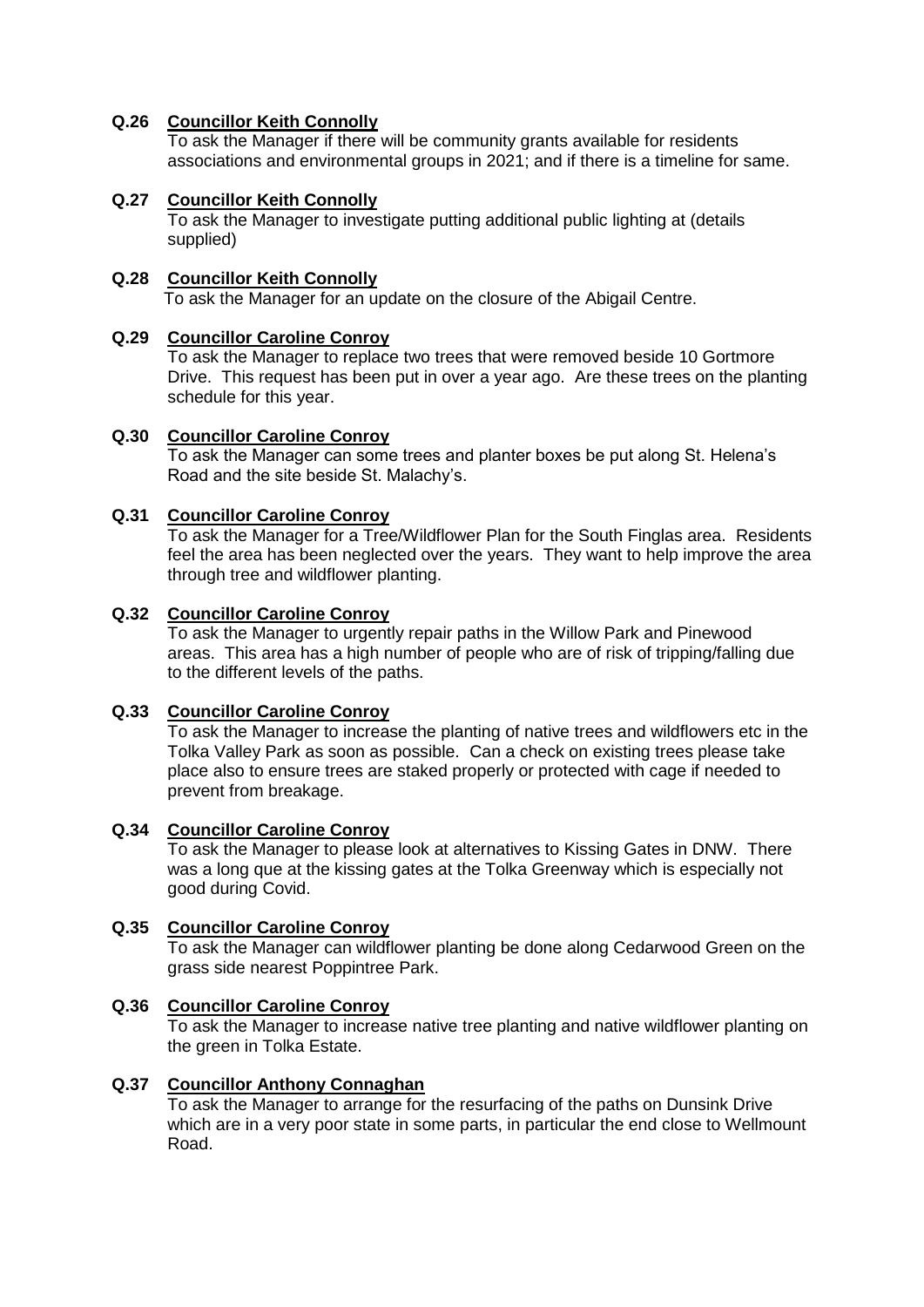**Q.26 Councillor Keith Connolly**

To ask the Manager if there will be community grants available for residents associations and environmental groups in 2021; and if there is a timeline for same.

**Q.27 Councillor Keith Connolly**

To ask the Manager to investigate putting additional public lighting at (details supplied)

**Q.28 Councillor Keith Connolly**

To ask the Manager for an update on the closure of the Abigail Centre.

**Q.29 Councillor Caroline Conroy**

To ask the Manager to replace two trees that were removed beside 10 Gortmore Drive. This request has been put in over a year ago. Are these trees on the planting schedule for this year.

**Q.30 Councillor Caroline Conroy**

To ask the Manager can some trees and planter boxes be put along St. Helena's Road and the site beside St. Malachy's.

**Q.31 Councillor Caroline Conroy**

To ask the Manager for a Tree/Wildflower Plan for the South Finglas area. Residents feel the area has been neglected over the years. They want to help improve the area through tree and wildflower planting.

**Q.32 Councillor Caroline Conroy**

To ask the Manager to urgently repair paths in the Willow Park and Pinewood areas. This area has a high number of people who are of risk of tripping/falling due to the different levels of the paths.

**Q.33 Councillor Caroline Conroy**

To ask the Manager to increase the planting of native trees and wildflowers etc in the Tolka Valley Park as soon as possible. Can a check on existing trees please take place also to ensure trees are staked properly or protected with cage if needed to prevent from breakage.

**Q.34 Councillor Caroline Conroy**

To ask the Manager to please look at alternatives to Kissing Gates in DNW. There was a long que at the kissing gates at the Tolka Greenway which is especially not good during Covid.

**Q.35 Councillor Caroline Conroy**

To ask the Manager can wildflower planting be done along Cedarwood Green on the grass side nearest Poppintree Park.

**Q.36 Councillor Caroline Conroy**

To ask the Manager to increase native tree planting and native wildflower planting on the green in Tolka Estate.

**Q.37 Councillor Anthony Connaghan**

To ask the Manager to arrange for the resurfacing of the paths on Dunsink Drive which are in a very poor state in some parts, in particular the end close to Wellmount Road.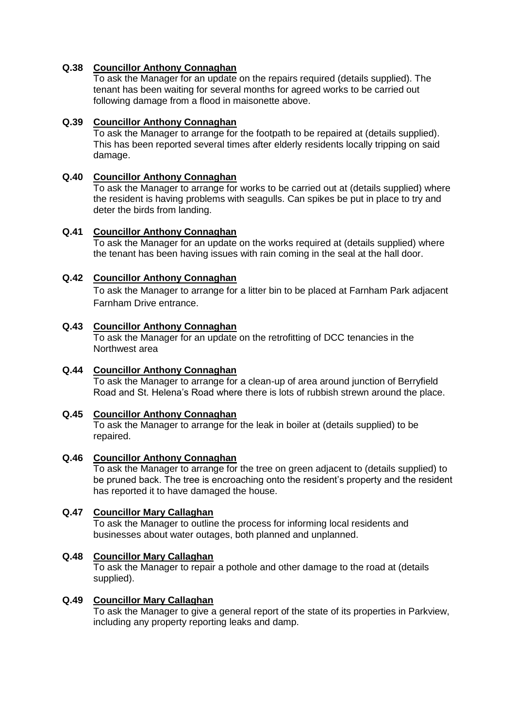**Q.38 Councillor Anthony Connaghan**

To ask the Manager for an update on the repairs required (details supplied). The tenant has been waiting for several months for agreed works to be carried out following damage from a flood in maisonette above.

**Q.39 Councillor Anthony Connaghan**

To ask the Manager to arrange for the footpath to be repaired at (details supplied). This has been reported several times after elderly residents locally tripping on said damage.

**Q.40 Councillor Anthony Connaghan**

To ask the Manager to arrange for works to be carried out at (details supplied) where the resident is having problems with seagulls. Can spikes be put in place to try and deter the birds from landing.

**Q.41 Councillor Anthony Connaghan**

To ask the Manager for an update on the works required at (details supplied) where the tenant has been having issues with rain coming in the seal at the hall door.

**Q.42 Councillor Anthony Connaghan**

To ask the Manager to arrange for a litter bin to be placed at Farnham Park adjacent Farnham Drive entrance.

**Q.43 Councillor Anthony Connaghan**

To ask the Manager for an update on the retrofitting of DCC tenancies in the Northwest area

**Q.44 Councillor Anthony Connaghan**

To ask the Manager to arrange for a clean-up of area around junction of Berryfield Road and St. Helena's Road where there is lots of rubbish strewn around the place.

**Q.45 Councillor Anthony Connaghan**

To ask the Manager to arrange for the leak in boiler at (details supplied) to be repaired.

**Q.46 Councillor Anthony Connaghan**

To ask the Manager to arrange for the tree on green adjacent to (details supplied) to be pruned back. The tree is encroaching onto the resident's property and the resident has reported it to have damaged the house.

**Q.47 Councillor Mary Callaghan**

To ask the Manager to outline the process for informing local residents and businesses about water outages, both planned and unplanned.

**Q.48 Councillor Mary Callaghan**

To ask the Manager to repair a pothole and other damage to the road at (details supplied).

**Q.49 Councillor Mary Callaghan**

To ask the Manager to give a general report of the state of its properties in Parkview, including any property reporting leaks and damp.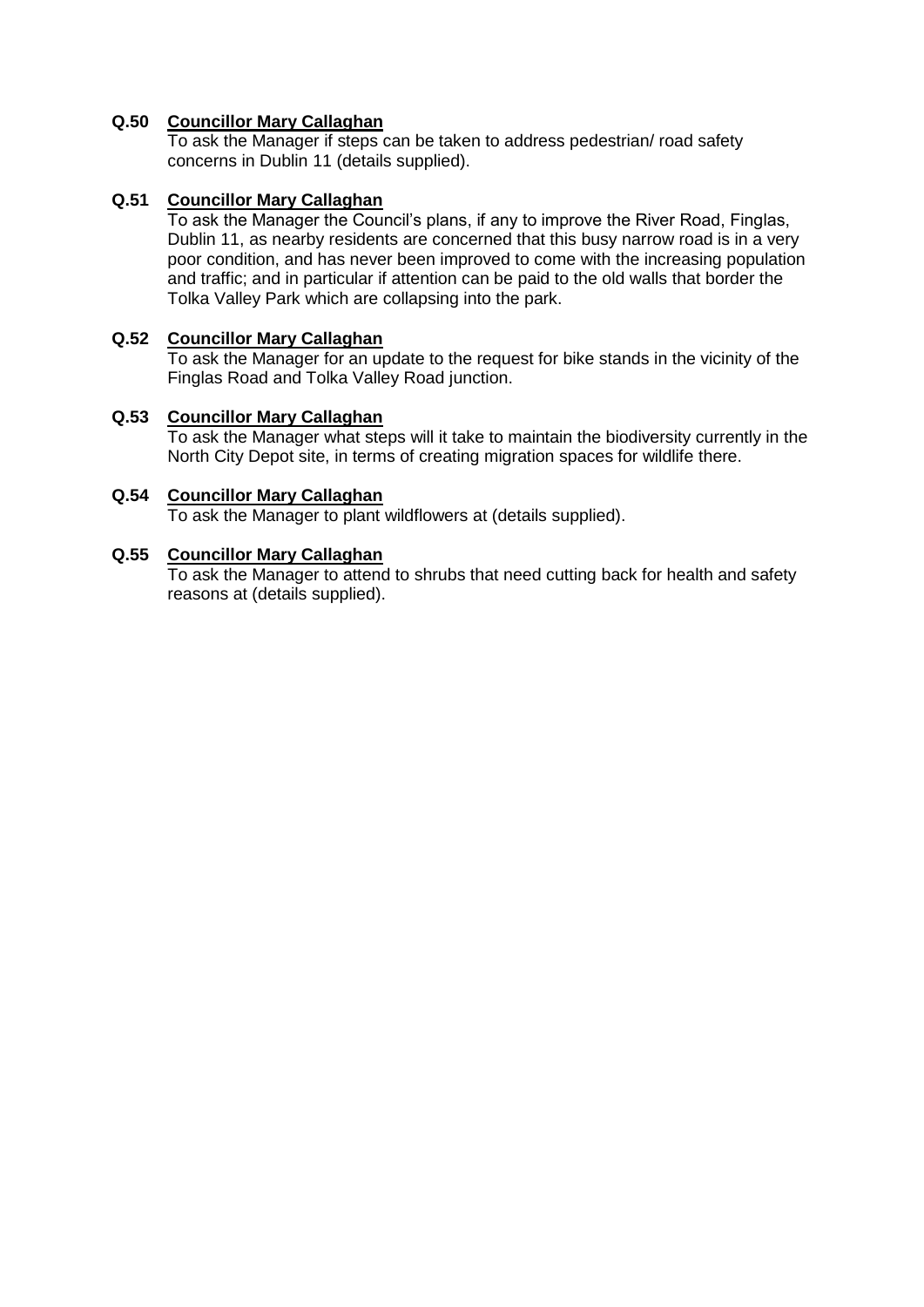**Q.50 Councillor Mary Callaghan**

To ask the Manager if steps can be taken to address pedestrian/ road safety concerns in Dublin 11 (details supplied).

**Q.51 Councillor Mary Callaghan**

To ask the Manager the Council's plans, if any to improve the River Road, Finglas, Dublin 11, as nearby residents are concerned that this busy narrow road is in a very poor condition, and has never been improved to come with the increasing population and traffic; and in particular if attention can be paid to the old walls that border the Tolka Valley Park which are collapsing into the park.

**Q.52 Councillor Mary Callaghan**

To ask the Manager for an update to the request for bike stands in the vicinity of the Finglas Road and Tolka Valley Road junction.

**Q.53 Councillor Mary Callaghan**

To ask the Manager what steps will it take to maintain the biodiversity currently in the North City Depot site, in terms of creating migration spaces for wildlife there.

**Q.54 Councillor Mary Callaghan**

To ask the Manager to plant wildflowers at (details supplied).

**Q.55 Councillor Mary Callaghan**

To ask the Manager to attend to shrubs that need cutting back for health and safety reasons at (details supplied).